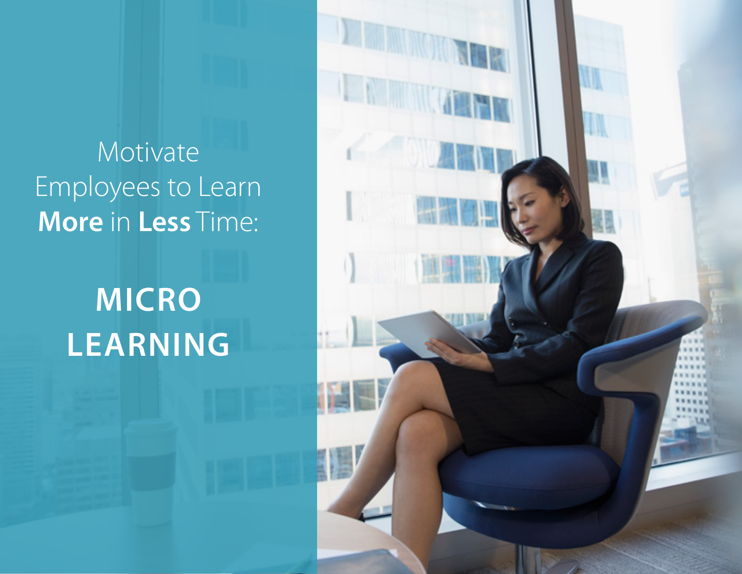Motivate Employees to Learn **More** in **Less** Time:

# MICRO LEARNING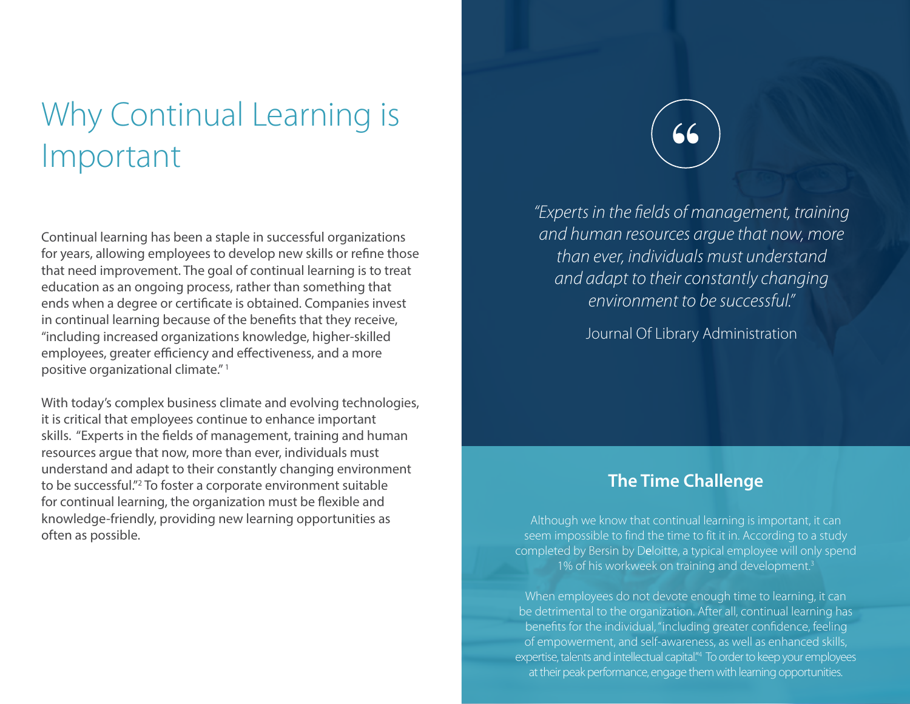# Why Continual Learning is Important

Continual learning has been a staple in successful organizations for years, allowing employees to develop new skills or refine those that need improvement. The goal of continual learning is to treat education as an ongoing process, rather than something that ends when a degree or certificate is obtained. Companies invest in continual learning because of the benefits that they receive, "including increased organizations knowledge, higher-skilled employees, greater efficiency and effectiveness, and a more positive organizational climate." [1]

With today's complex business climate and evolving technologies, it is critical that employees continue to enhance important skills. "Experts in the fields of management, training and human resources argue that now, more than ever, individuals must understand and adapt to their constantly changing environment to be successful."[2] To foster a corporate environment suitable for continual learning, the organization must be flexible and knowledge-friendly, providing new learning opportunities as often as possible.

> *"Experts in the fields of management, training and human resources argue that now, more than ever, individuals must understand and adapt to their constantly changing environment to be successful."*
>
> Journal Of Library Administration

## The Time Challenge

Although we know that continual learning is important, it can seem impossible to find the time to fit it in. According to a study completed by Bersin by Deloitte, a typical employee will only spend 1% of his workweek on training and development.[3]

When employees do not devote enough time to learning, it can be detrimental to the organization. After all, continual learning has benefits for the individual, "including greater confidence, feeling of empowerment, and self-awareness, as well as enhanced skills, expertise, talents and intellectual capital."[4] To order to keep your employees at their peak performance, engage them with learning opportunities.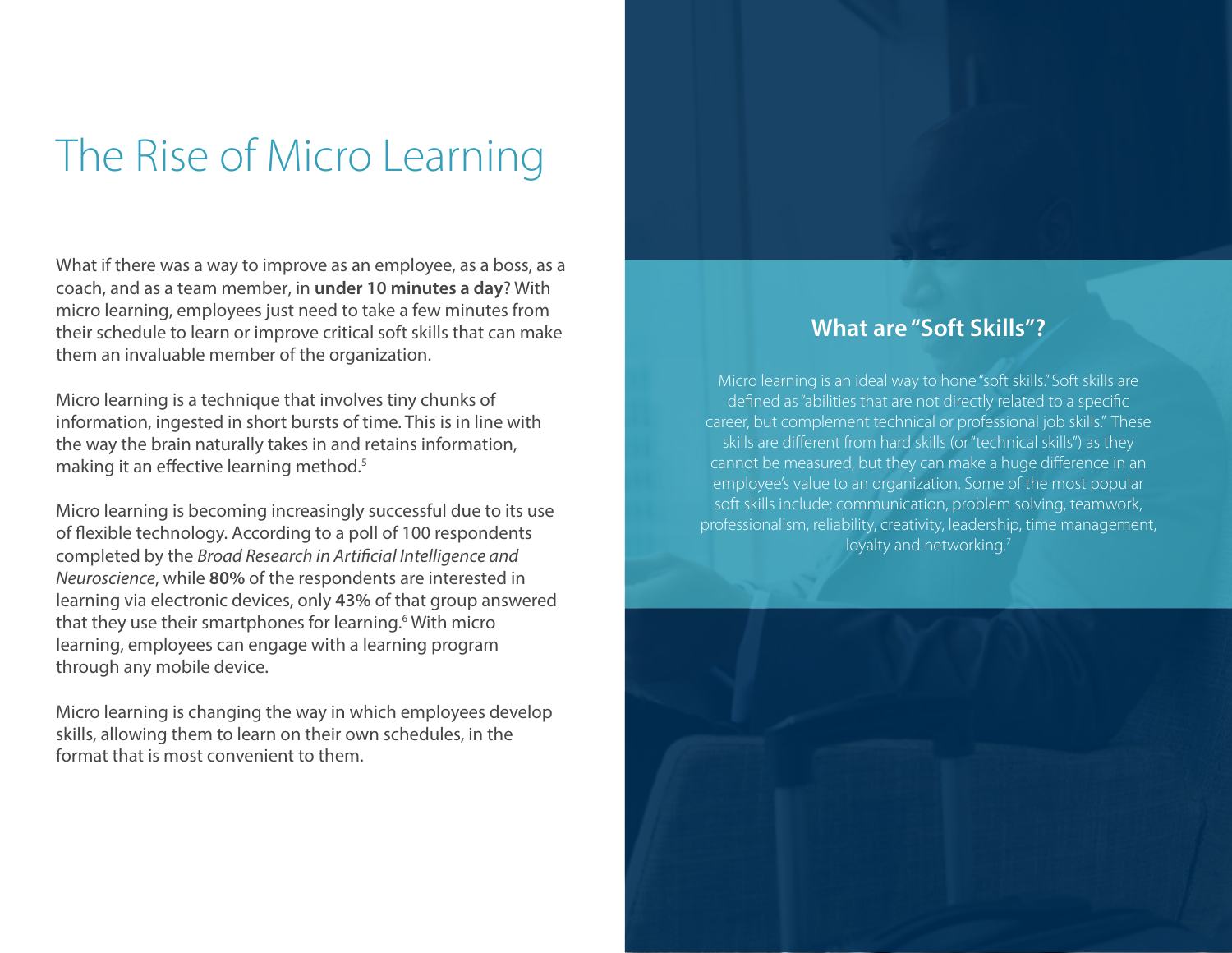# The Rise of Micro Learning

What if there was a way to improve as an employee, as a boss, as a coach, and as a team member, in **under 10 minutes a day**? With micro learning, employees just need to take a few minutes from their schedule to learn or improve critical soft skills that can make them an invaluable member of the organization.

Micro learning is a technique that involves tiny chunks of information, ingested in short bursts of time. This is in line with the way the brain naturally takes in and retains information, making it an effective learning method.[5]

Micro learning is becoming increasingly successful due to its use of flexible technology. According to a poll of 100 respondents completed by the *Broad Research in Artificial Intelligence and Neuroscience*, while **80%** of the respondents are interested in learning via electronic devices, only **43%** of that group answered that they use their smartphones for learning.[6] With micro learning, employees can engage with a learning program through any mobile device.

Micro learning is changing the way in which employees develop skills, allowing them to learn on their own schedules, in the format that is most convenient to them.

## What are "Soft Skills"?

Micro learning is an ideal way to hone "soft skills." Soft skills are defined as "abilities that are not directly related to a specific career, but complement technical or professional job skills." These skills are different from hard skills (or "technical skills") as they cannot be measured, but they can make a huge difference in an employee's value to an organization. Some of the most popular soft skills include: communication, problem solving, teamwork, professionalism, reliability, creativity, leadership, time management, loyalty and networking.[7]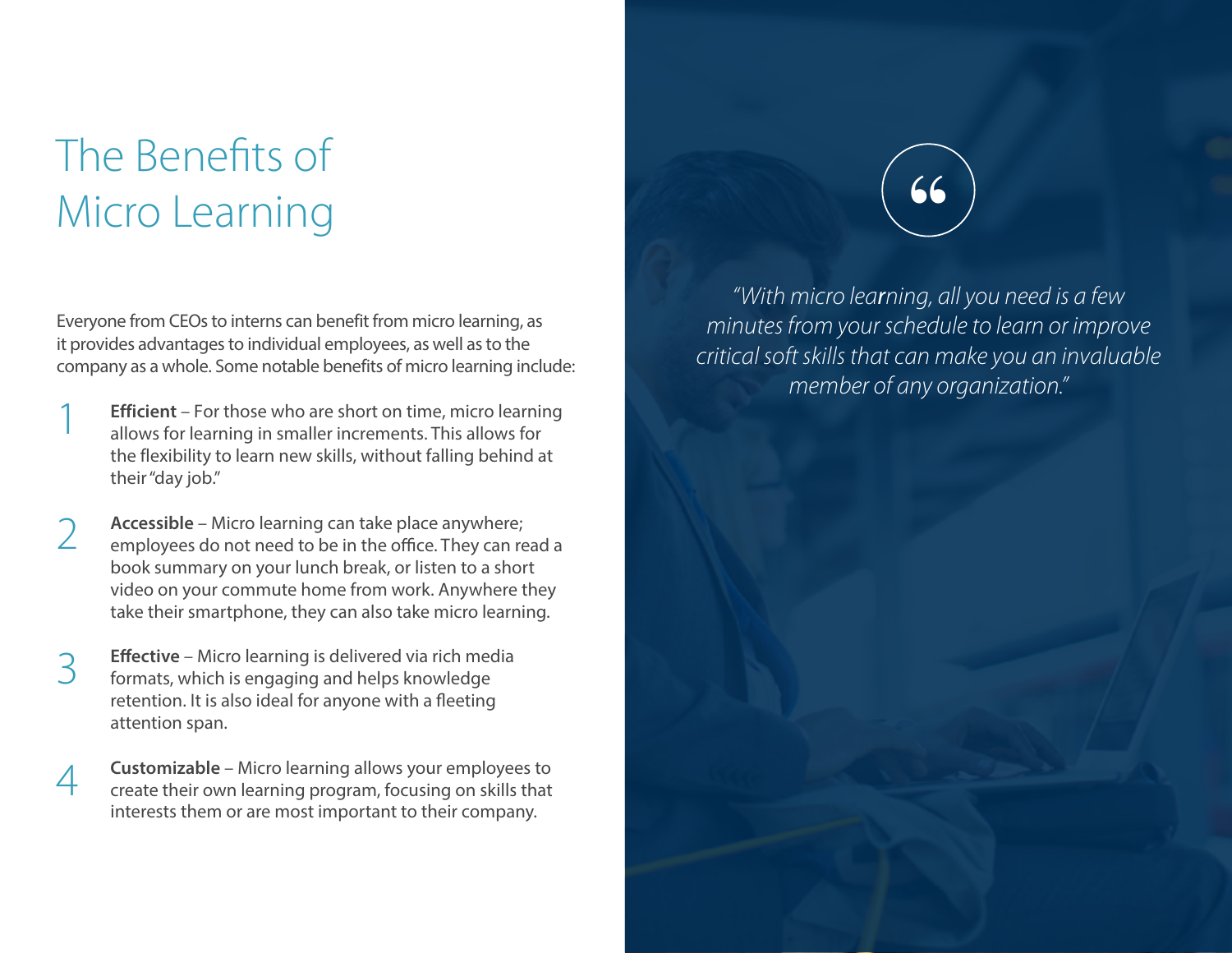# The Benefits of Micro Learning

Everyone from CEOs to interns can benefit from micro learning, as it provides advantages to individual employees, as well as to the company as a whole. Some notable benefits of micro learning include:

1. **Efficient** – For those who are short on time, micro learning allows for learning in smaller increments. This allows for the flexibility to learn new skills, without falling behind at their "day job."

2. **Accessible** – Micro learning can take place anywhere; employees do not need to be in the office. They can read a book summary on your lunch break, or listen to a short video on your commute home from work. Anywhere they take their smartphone, they can also take micro learning.

3. **Effective** – Micro learning is delivered via rich media formats, which is engaging and helps knowledge retention. It is also ideal for anyone with a fleeting attention span.

4. **Customizable** – Micro learning allows your employees to create their own learning program, focusing on skills that interests them or are most important to their company.

> *"With micro learning, all you need is a few minutes from your schedule to learn or improve critical soft skills that can make you an invaluable member of any organization."*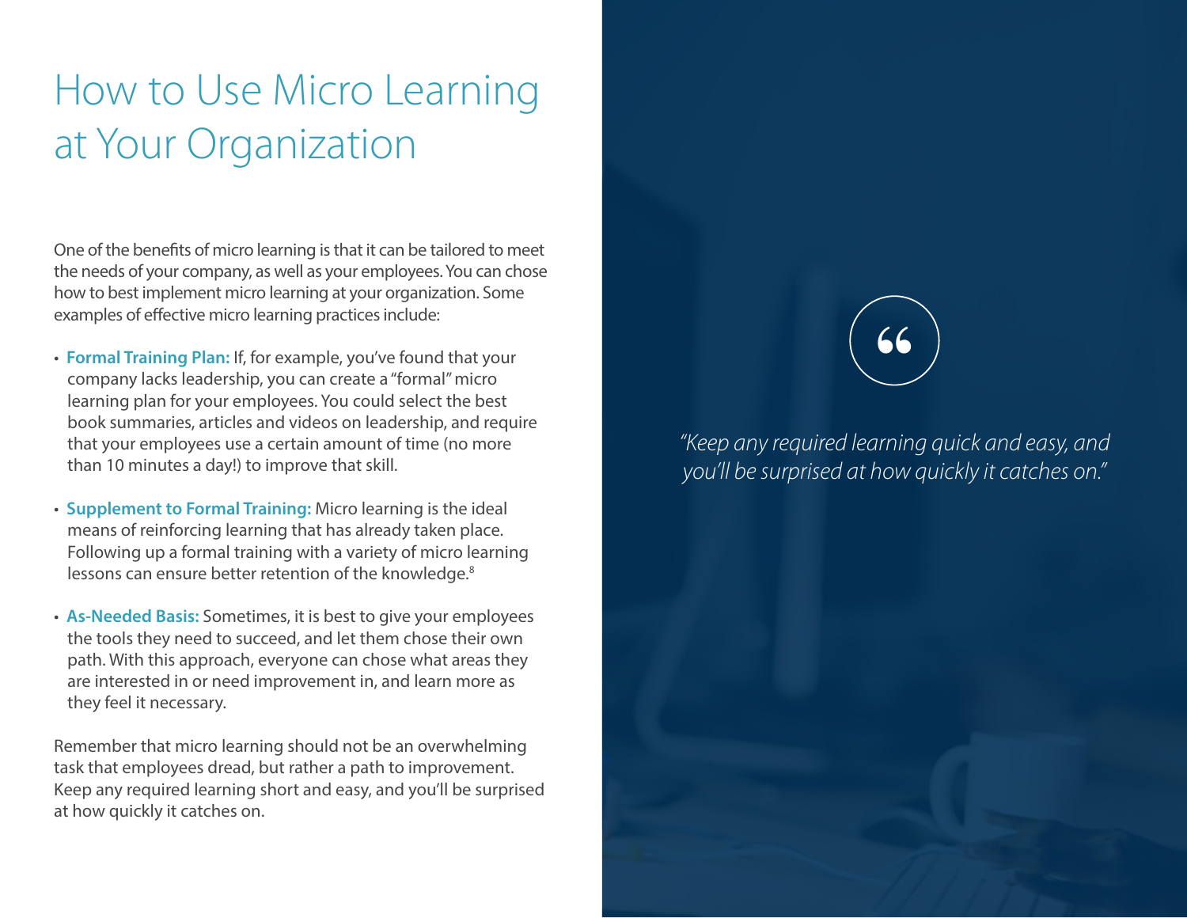# How to Use Micro Learning at Your Organization

One of the benefits of micro learning is that it can be tailored to meet the needs of your company, as well as your employees. You can chose how to best implement micro learning at your organization. Some examples of effective micro learning practices include:

- **Formal Training Plan:** If, for example, you've found that your company lacks leadership, you can create a "formal" micro learning plan for your employees. You could select the best book summaries, articles and videos on leadership, and require that your employees use a certain amount of time (no more than 10 minutes a day!) to improve that skill.

- **Supplement to Formal Training:** Micro learning is the ideal means of reinforcing learning that has already taken place. Following up a formal training with a variety of micro learning lessons can ensure better retention of the knowledge.[8]

- **As-Needed Basis:** Sometimes, it is best to give your employees the tools they need to succeed, and let them chose their own path. With this approach, everyone can chose what areas they are interested in or need improvement in, and learn more as they feel it necessary.

Remember that micro learning should not be an overwhelming task that employees dread, but rather a path to improvement. Keep any required learning short and easy, and you'll be surprised at how quickly it catches on.

> *"Keep any required learning quick and easy, and you'll be surprised at how quickly it catches on."*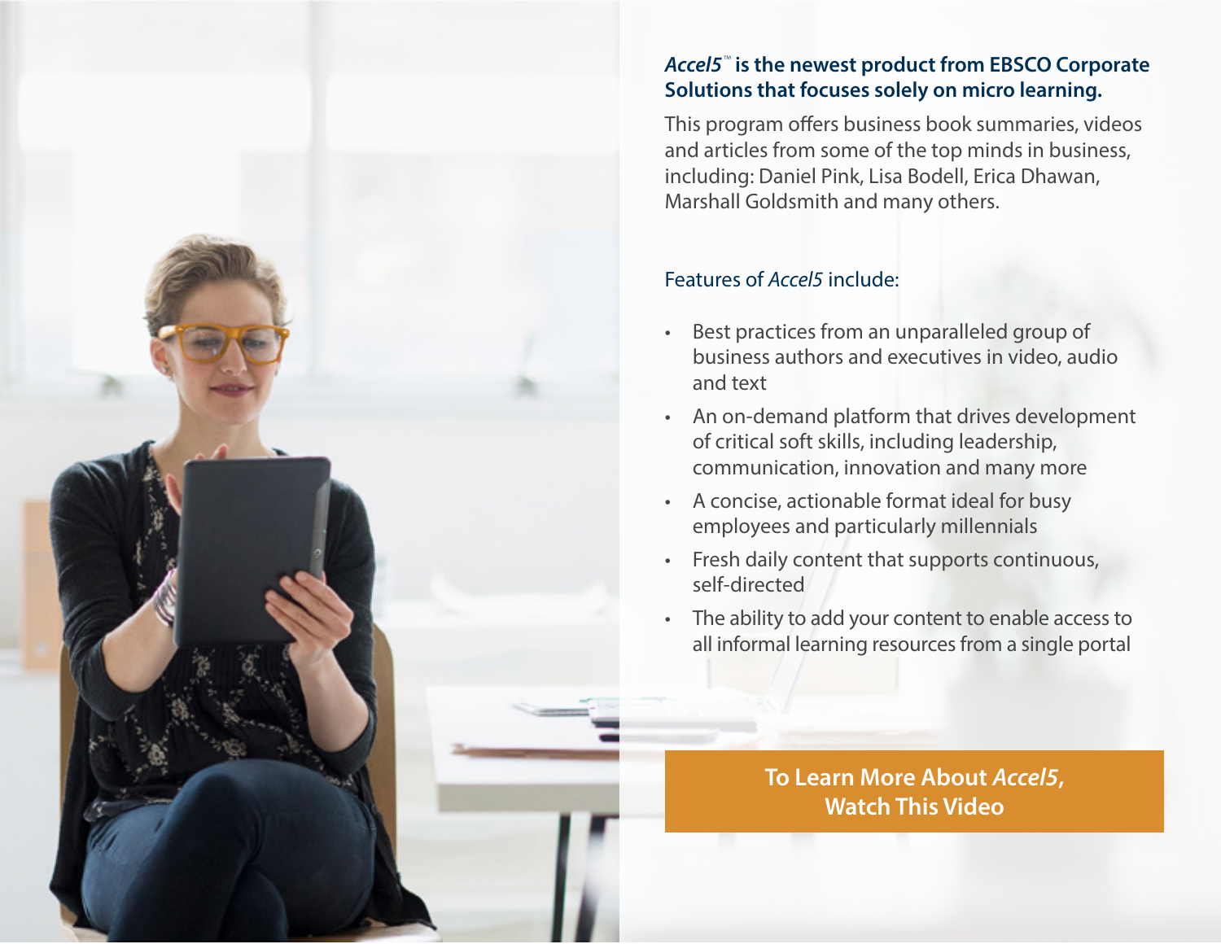**_Accel5_™ is the newest product from EBSCO Corporate Solutions that focuses solely on micro learning.**

This program offers business book summaries, videos and articles from some of the top minds in business, including: Daniel Pink, Lisa Bodell, Erica Dhawan, Marshall Goldsmith and many others.

Features of _Accel5_ include:

- Best practices from an unparalleled group of business authors and executives in video, audio and text
- An on-demand platform that drives development of critical soft skills, including leadership, communication, innovation and many more
- A concise, actionable format ideal for busy employees and particularly millennials
- Fresh daily content that supports continuous, self-directed
- The ability to add your content to enable access to all informal learning resources from a single portal

**To Learn More About _Accel5_, Watch This Video**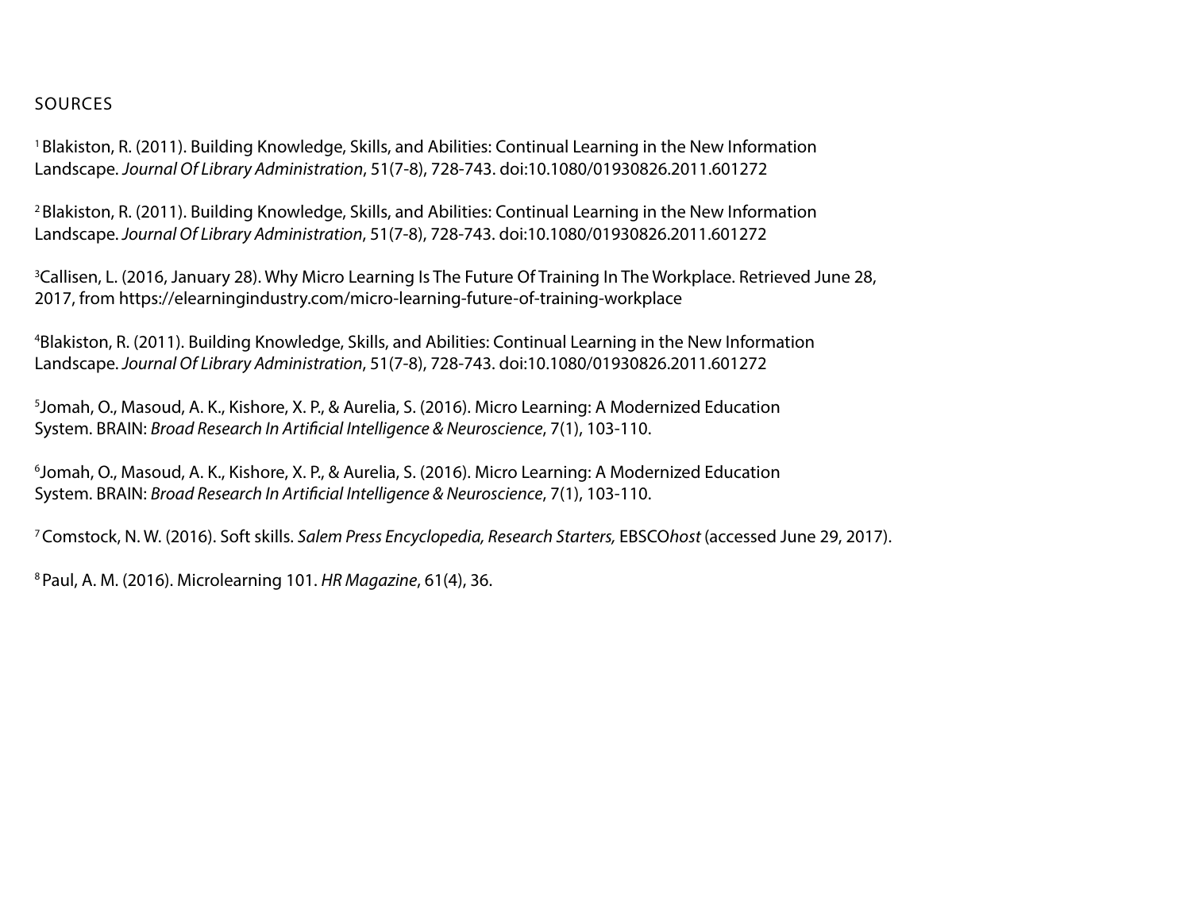## SOURCES

[1] Blakiston, R. (2011). Building Knowledge, Skills, and Abilities: Continual Learning in the New Information Landscape. *Journal Of Library Administration*, 51(7-8), 728-743. doi:10.1080/01930826.2011.601272

[2] Blakiston, R. (2011). Building Knowledge, Skills, and Abilities: Continual Learning in the New Information Landscape. *Journal Of Library Administration*, 51(7-8), 728-743. doi:10.1080/01930826.2011.601272

[3] Callisen, L. (2016, January 28). Why Micro Learning Is The Future Of Training In The Workplace. Retrieved June 28, 2017, from https://elearningindustry.com/micro-learning-future-of-training-workplace

[4] Blakiston, R. (2011). Building Knowledge, Skills, and Abilities: Continual Learning in the New Information Landscape. *Journal Of Library Administration*, 51(7-8), 728-743. doi:10.1080/01930826.2011.601272

[5] Jomah, O., Masoud, A. K., Kishore, X. P., & Aurelia, S. (2016). Micro Learning: A Modernized Education System. BRAIN: *Broad Research In Artificial Intelligence & Neuroscience*, 7(1), 103-110.

[6] Jomah, O., Masoud, A. K., Kishore, X. P., & Aurelia, S. (2016). Micro Learning: A Modernized Education System. BRAIN: *Broad Research In Artificial Intelligence & Neuroscience*, 7(1), 103-110.

[7] Comstock, N. W. (2016). Soft skills. *Salem Press Encyclopedia, Research Starters,* EBSCO*host* (accessed June 29, 2017).

[8] Paul, A. M. (2016). Microlearning 101. *HR Magazine*, 61(4), 36.